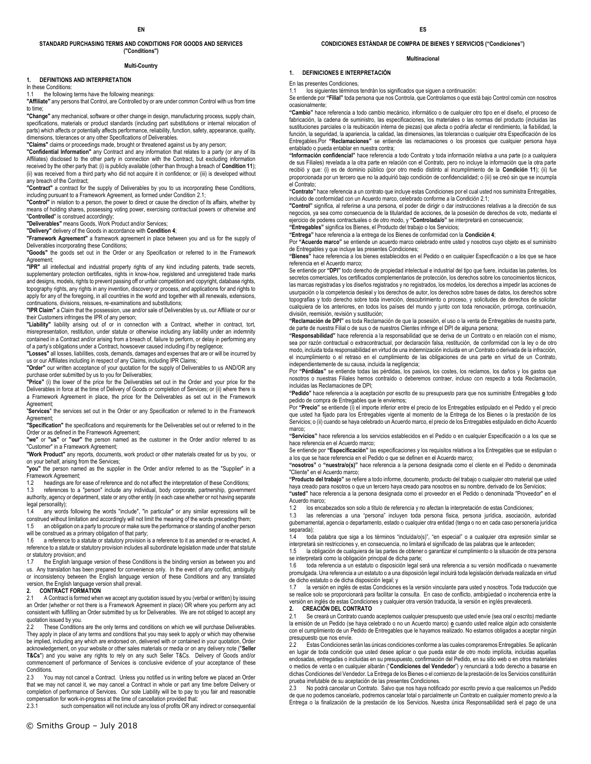EN

# STANDARD PURCHASING TERMS AND CONDITIONS FOR GOODS AND SERVICES ("Conditions")

**Multi-Country**

## 1. DEFINITIONS AND INTERPRETATION

In these Conditions:

1.1 the following terms have the following meanings:

**"Affiliate"** any persons that Control, are Controlled by or are under common Control with us from time to time;

**"Change"** any mechanical, software or other change in design, manufacturing process, supply chain, specifications, materials or product standards (including part substitutions or internal relocation of parts) which affects or potentially affects performance, reliability, function, safety, appearance, quality, dimensions, tolerances or any other Specifications of Deliverables.

**"Claims"** claims or proceedings made, brought or threatened against us by any person;

**"Confidential Information"** any Contract and any information that relates to a party (or any of its Affiliates) disclosed to the other party in connection with the Contract, but excluding information received by the other party that: (i) is publicly available (other than through a breach of **Condition 11**); (ii) was received from a third party who did not acquire it in confidence; or (iii) is developed without any breach of the Contract;

**"Contract"** a contract for the supply of Deliverables by you to us incorporating these Conditions, including pursuant to a Framework Agreement, as formed under Condition 2.1;

**"Control"** in relation to a person, the power to direct or cause the direction of its affairs, whether by means of holding shares, possessing voting power, exercising contractual powers or otherwise and "**Controlled**" is construed accordingly;

**"Deliverables"** means Goods, Work Product and/or Services;

**"Delivery"** delivery of the Goods in accordance with **Condition 4**;

**"Framework Agreement"** a framework agreement in place between you and us for the supply of Deliverables incorporating these Conditions;

**"Goods"** the goods set out in the Order or any Specification or referred to in the Framework Agreement;

**"IPR"** all intellectual and industrial property rights of any kind including patents, trade secrets, supplementary protection certificates, rights in know-how, registered and unregistered trade marks and designs, models, rights to prevent passing off or unfair competition and copyright, database rights, topography rights, any rights in any invention, discovery or process, and applications for and rights to apply for any of the foregoing, in all countries in the world and together with all renewals, extensions, continuations, divisions, reissues, re-examinations and substitutions;

**"IPR Claim"** a Claim that the possession, use and/or sale of Deliverables by us, our Affiliate or our or their Customers infringes the IPR of any person;

**"Liability"** liability arising out of or in connection with a Contract, whether in contract, tort, misrepresentation, restitution, under statute or otherwise including any liability under an indemnity contained in a Contract and/or arising from a breach of, failure to perform, or delay in performing any of a party's obligations under a Contract, howsoever caused including if by negligence;

**"Losses"** all losses, liabilities, costs, demands, damages and expenses that are or will be incurred by us or our Affiliates including in respect of any Claims, including IPR Claims;

**"Order"** our written acceptance of your quotation for the supply of Deliverables to us AND/OR any purchase order submitted by us to you for Deliverables;

**"Price"** (i) the lower of the price for the Deliverables set out in the Order and your price for the Deliverables in force at the time of Delivery of Goods or completion of Services; or (ii) where there is a Framework Agreement in place, the price for the Deliverables as set out in the Framework Agreement;

"**Services**" the services set out in the Order or any Specification or referred to in the Framework Agreement;

**"Specification"** the specifications and requirements for the Deliverables set out or referred to in the Order or as defined in the Framework Agreement;

**"we"** or **"us"** or **"our"** the person named as the customer in the Order and/or referred to as "Customer" in a Framework Agreement;

**"Work Product"** any reports, documents, work product or other materials created for us by you, or on your behalf, arising from the Services;

**"you"** the person named as the supplier in the Order and/or referred to as the "Supplier" in a Framework Agreement;

1.2 headings are for ease of reference and do not affect the interpretation of these Conditions;

1.3 references to a "person" include any individual, body corporate, partnership, government authority, agency or department, state or any other entity (in each case whether or not having separate legal personality);

1.4 any words following the words "include", "in particular" or any similar expressions will be construed without limitation and accordingly will not limit the meaning of the words preceding them;

1.5 an obligation on a party to procure or make sure the performance or standing of another person will be construed as a primary obligation of that party;

1.6 a reference to a statute or statutory provision is a reference to it as amended or re-enacted. A reference to a statute or statutory provision includes all subordinate legislation made under that statute or statutory provision; and

1.7 the English language version of these Conditions is the binding version as between you and us. Any translation has been prepared for convenience only. In the event of any conflict, ambiguity or inconsistency between the English language version of these Conditions and any translated version, the English language version shall prevail.

## 2. CONTRACT FORMATION

2.1 A Contract is formed when we accept any quotation issued by you (verbal or written) by issuing an Order (whether or not there is a Framework Agreement in place) OR where you perform any act consistent with fulfilling an Order submitted by us for Deliverables. We are not obliged to accept any quotation issued by you.

2.2 These Conditions are the only terms and conditions on which we will purchase Deliverables. They apply in place of any terms and conditions that you may seek to apply or which may otherwise be implied, including any which are endorsed on, delivered with or contained in your quotation, Order acknowledgement, on your website or other sales materials or media or on any delivery note ("**Seller T&Cs**") and you waive any rights to rely on any such Seller T&Cs. Delivery of Goods and/or commencement of performance of Services is conclusive evidence of your acceptance of these Conditions.

2.3 You may not cancel a Contract. Unless you notified us in writing before we placed an Order that we may not cancel it, we may cancel a Contract in whole or part any time before Delivery or completion of performance of Services. Our sole Liability will be to pay to you fair and reasonable compensation for work-in-progress at the time of cancellation provided that:

2.3.1 such compensation will not include any loss of profits OR any indirect or consequential

ES

# CONDICIONES ESTÁNDAR DE COMPRA DE BIENES Y SERVICIOS ("Condiciones")

**Multinacional**

## 1. DEFINICIONES E INTERPRETACIÓN

En las presentes Condiciones,

1.1 los siguientes términos tendrán los significados que siguen a continuación:

Se entiende por **"Filial"** toda persona que nos Controla, que Controlamos o que está bajo Control común con nosotros ocasionalmente;

**"Cambio"** hace referencia a todo cambio mecánico, informático o de cualquier otro tipo en el diseño, el proceso de fabricación, la cadena de suministro, las especificaciones, los materiales o las normas del producto (incluidas las sustituciones parciales o la reubicación interna de piezas) que afecta o podría afectar el rendimiento, la fiabilidad, la función, la seguridad, la apariencia, la calidad, las dimensiones, las tolerancias o cualquier otra Especificación de los Entregables.Por **"Reclamaciones"** se entiende las reclamaciones o los procesos que cualquier persona haya entablado o pueda entablar en nuestra contra;

**"Información confidencial"** hace referencia a todo Contrato y toda información relativa a una parte (o a cualquiera de sus Filiales) revelada a la otra parte en relación con el Contrato, pero no incluye la información que la otra parte recibió y que: (i) es de dominio público (por otro medio distinto al incumplimiento de la **Condición 11**); (ii) fue proporcionada por un tercero que no la adquirió bajo condición de confidencialidad; o (iii) se creó sin que se incumpla el Contrato;

**"Contrato"** hace referencia a un contrato que incluye estas Condiciones por el cual usted nos suministra Entregables, incluido de conformidad con un Acuerdo marco, celebrado conforme a la Condición 2.1;

**"Control"** significa, al referirse a una persona, el poder de dirigir o dar instrucciones relativas a la dirección de sus negocios, ya sea como consecuencia de la titularidad de acciones, de la posesión de derechos de voto, mediante el ejercicio de poderes contractuales o de otro modo, y **"Controlada/o"** se interpretará en consecuencia;

**"Entregables"** significa los Bienes, el Producto del trabajo o los Servicios;

**"Entrega"** hace referencia a la entrega de los Bienes de conformidad con la **Condición 4**;

Por **"Acuerdo marco"** se entiende un acuerdo marco celebrado entre usted y nosotros cuyo objeto es el suministro de Entregables y que incluye las presentes Condiciones;

**"Bienes"** hace referencia a los bienes establecidos en el Pedido o en cualquier Especificación o a los que se hace referencia en el Acuerdo marco;

Se entiende por **"DPI"** todo derecho de propiedad intelectual e industrial del tipo que fuere, incluidas las patentes, los secretos comerciales, los certificados complementarios de protección, los derechos sobre los conocimientos técnicos, las marcas registradas y los diseños registrados y no registrados, los modelos, los derechos a impedir las acciones de usurpación o la competencia desleal y los derechos de autor, los derechos sobre bases de datos, los derechos sobre topografías y todo derecho sobre toda invención, descubrimiento o proceso, y solicitudes de derechos de solicitar cualquiera de los anteriores, en todos los países del mundo y junto con toda renovación, prórroga, continuación, división, reemisión, revisión y sustitución;

**"Reclamación de DPI"** es toda Reclamación de que la posesión, el uso o la venta de Entregables de nuestra parte, de parte de nuestra Filial o de sus o de nuestros Clientes infringe el DPI de alguna persona;

**"Responsabilidad"** hace referencia a la responsabilidad que se deriva de un Contrato o en relación con el mismo, sea por razón contractual o extracontractual, por declaración falsa, restitución, de conformidad con la ley o de otro modo, incluida toda responsabilidad en virtud de una indemnización incluida en un Contrato o derivada de la infracción, el incumplimiento o el retraso en el cumplimiento de las obligaciones de una parte en virtud de un Contrato, independientemente de su causa, incluida la negligencia;

Por **"Pérdidas"** se entiende todas las pérdidas, los pasivos, los costes, los reclamos, los daños y los gastos que nosotros o nuestras Filiales hemos contraído o deberemos contraer, incluso con respecto a toda Reclamación, incluidas las Reclamaciones de DPI;

**"Pedido"** hace referencia a la aceptación por escrito de su presupuesto para que nos suministre Entregables **o** todo pedido de compra de Entregables que le enviemos;

Por **"Precio"** se entiende (i) el importe inferior entre el precio de los Entregables estipulado en el Pedido y el precio que usted ha fijado para los Entregables vigente al momento de la Entrega de los Bienes o la prestación de los Servicios; o (ii) cuando se haya celebrado un Acuerdo marco, el precio de los Entregables estipulado en dicho Acuerdo marco;

**"Servicios"** hace referencia a los servicios establecidos en el Pedido o en cualquier Especificación o a los que se hace referencia en el Acuerdo marco;

Se entiende por **"Especificación"** las especificaciones y los requisitos relativos a los Entregables que se estipulan o a los que se hace referencia en el Pedido o que se definen en el Acuerdo marco;

**"nosotros"** o **"nuestra/o(s)"** hace referencia a la persona designada como el cliente en el Pedido o denominada "Cliente" en el Acuerdo marco;

**"Producto del trabajo"** se refiere a todo informe, documento, producto del trabajo o cualquier otro material que usted haya creado para nosotros o que un tercero haya creado para nosotros en su nombre, derivado de los Servicios;

**"usted"** hace referencia a la persona designada como el proveedor en el Pedido o denominada "Proveedor" en el Acuerdo marco;

1.2 los encabezados son solo a título de referencia y no afectan la interpretación de estas Condiciones;

1.3 las referencias a una "persona" incluyen toda persona física, persona jurídica, asociación, autoridad gubernamental, agencia o departamento, estado o cualquier otra entidad (tenga o no en cada caso personería jurídica separada);

1.4 toda palabra que siga a los términos "incluida/o(s)", "en especial" o a cualquier otra expresión similar se interpretará sin restricciones y, en consecuencia, no limitará el significado de las palabras que le anteceden;

1.5 la obligación de cualquiera de las partes de obtener o garantizar el cumplimiento o la situación de otra persona se interpretará como la obligación principal de dicha parte;

1.6 toda referencia a un estatuto o disposición legal será una referencia a su versión modificada o nuevamente promulgada. Una referencia a un estatuto o a una disposición legal incluirá toda legislación derivada realizada en virtud de dicho estatuto o de dicha disposición legal; y

1.7 la versión en inglés de estas Condiciones es la versión vinculante para usted y nosotros. Toda traducción que se realice solo se proporcionará para facilitar la consulta. En caso de conflicto, ambigüedad o incoherencia entre la versión en inglés de estas Condiciones y cualquier otra versión traducida, la versión en inglés prevalecerá.

## 2. CREACIÓN DEL CONTRATO

2.1 Se creará un Contrato cuando aceptemos cualquier presupuesto que usted envíe (sea oral o escrito) mediante la emisión de un Pedido (se haya celebrado o no un Acuerdo marco) **o** cuando usted realice algún acto consistente con el cumplimiento de un Pedido de Entregables que le hayamos realizado. No estamos obligados a aceptar ningún presupuesto que nos envíe.

2.2 Estas Condiciones serán las únicas condiciones conforme a las cuales compraremos Entregables. Se aplicarán en lugar de toda condición que usted desee aplicar o que pueda estar de otro modo implícita, incluidas aquellas endosadas, entregadas o incluidas en su presupuesto, confirmación del Pedido, en su sitio web o en otros materiales o medios de venta o en cualquier albarán ("**Condiciones del Vendedor**") y renunciará a todo derecho a basarse en dichas Condiciones del Vendedor. La Entrega de los Bienes o el comienzo de la prestación de los Servicios constituirán prueba irrefutable de su aceptación de las presentes Condiciones.

2.3 No podrá cancelar un Contrato. Salvo que nos haya notificado por escrito previo a que realicemos un Pedido de que no podemos cancelarlo, podremos cancelar total o parcialmente un Contrato en cualquier momento previo a la Entrega o la finalización de la prestación de los Servicios. Nuestra única Responsabilidad será el pago de una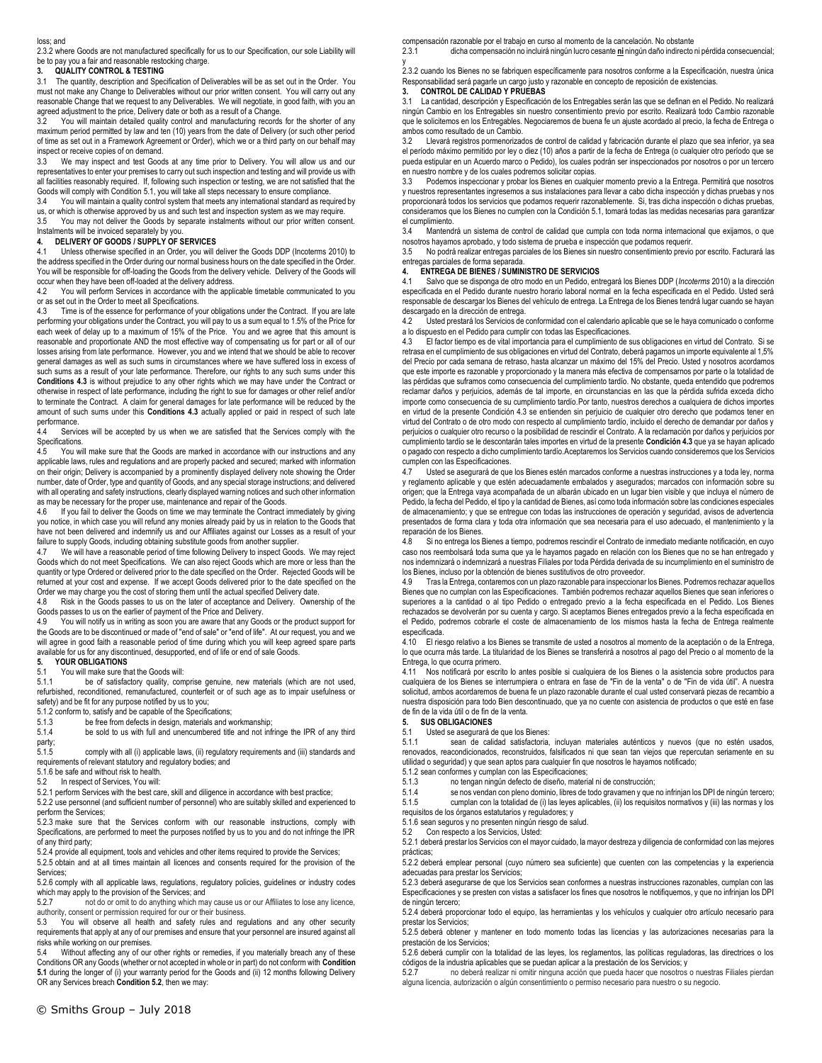loss; and

2.3.2 where Goods are not manufactured specifically for us to our Specification, our sole Liability will be to pay you a fair and reasonable restocking charge.

## 3. QUALITY CONTROL & TESTING

3.1 The quantity, description and Specification of Deliverables will be as set out in the Order. You must not make any Change to Deliverables without our prior written consent. You will carry out any reasonable Change that we request to any Deliverables. We will negotiate, in good faith, with you an agreed adjustment to the price, Delivery date or both as a result of a Change.

3.2 You will maintain detailed quality control and manufacturing records for the shorter of any maximum period permitted by law and ten (10) years from the date of Delivery (or such other period of time as set out in a Framework Agreement or Order), which we or a third party on our behalf may inspect or receive copies of on demand.

3.3 We may inspect and test Goods at any time prior to Delivery. You will allow us and our representatives to enter your premises to carry out such inspection and testing and will provide us with all facilities reasonably required. If, following such inspection or testing, we are not satisfied that the Goods will comply with Condition 5.1, you will take all steps necessary to ensure compliance.

3.4 You will maintain a quality control system that meets any international standard as required by us, or which is otherwise approved by us and such test and inspection system as we may require.

3.5 You may not deliver the Goods by separate instalments without our prior written consent. Instalments will be invoiced separately by you.

## 4. DELIVERY OF GOODS / SUPPLY OF SERVICES

4.1 Unless otherwise specified in an Order, you will deliver the Goods DDP (Incoterms 2010) to the address specified in the Order during our normal business hours on the date specified in the Order. You will be responsible for off-loading the Goods from the delivery vehicle. Delivery of the Goods will occur when they have been off-loaded at the delivery address.

4.2 You will perform Services in accordance with the applicable timetable communicated to you or as set out in the Order to meet all Specifications.

4.3 Time is of the essence for performance of your obligations under the Contract. If you are late performing your obligations under the Contract, you will pay to us a sum equal to 1.5% of the Price for each week of delay up to a maximum of 15% of the Price. You and we agree that this amount is reasonable and proportionate AND the most effective way of compensating us for part or all of our losses arising from late performance. However, you and we intend that we should be able to recover general damages as well as such sums in circumstances where we have suffered loss in excess of such sums as a result of your late performance. Therefore, our rights to any such sums under this **Conditions 4.3** is without prejudice to any other rights which we may have under the Contract or otherwise in respect of late performance, including the right to sue for damages or other relief and/or to terminate the Contract. A claim for general damages for late performance will be reduced by the amount of such sums under this **Conditions 4.3** actually applied or paid in respect of such late performance.

4.4 Services will be accepted by us when we are satisfied that the Services comply with the Specifications.

4.5 You will make sure that the Goods are marked in accordance with our instructions and any applicable laws, rules and regulations and are properly packed and secured; marked with information on their origin; Delivery is accompanied by a prominently displayed delivery note showing the Order number, date of Order, type and quantity of Goods, and any special storage instructions; and delivered with all operating and safety instructions, clearly displayed warning notices and such other information as may be necessary for the proper use, maintenance and repair of the Goods.

4.6 If you fail to deliver the Goods on time we may terminate the Contract immediately by giving you notice, in which case you will refund any monies already paid by us in relation to the Goods that have not been delivered and indemnify us and our Affiliates against our Losses as a result of your failure to supply Goods, including obtaining substitute goods from another supplier.

4.7 We will have a reasonable period of time following Delivery to inspect Goods. We may reject Goods which do not meet Specifications. We can also reject Goods which are more or less than the quantity or type Ordered or delivered prior to the date specified on the Order. Rejected Goods will be returned at your cost and expense. If we accept Goods delivered prior to the date specified on the Order we may charge you the cost of storing them until the actual specified Delivery date.

4.8 Risk in the Goods passes to us on the later of acceptance and Delivery. Ownership of the Goods passes to us on the earlier of payment of the Price and Delivery.

4.9 You will notify us in writing as soon you are aware that any Goods or the product support for the Goods are to be discontinued or made of "end of sale" or "end of life". At our request, you and we will agree in good faith a reasonable period of time during which you will keep agreed spare parts available for us for any discontinued, desupported, end of life or end of sale Goods.

## 5. YOUR OBLIGATIONS

5.1 You will make sure that the Goods will:

5.1.1 be of satisfactory quality, comprise genuine, new materials (which are not used, refurbished, reconditioned, remanufactured, counterfeit or of such age as to impair usefulness or safety) and be fit for any purpose notified by us to you;

5.1.2 conform to, satisfy and be capable of the Specifications;

5.1.3 be free from defects in design, materials and workmanship;

5.1.4 be sold to us with full and unencumbered title and not infringe the IPR of any third party;

5.1.5 comply with all (i) applicable laws, (ii) regulatory requirements and (iii) standards and requirements of relevant statutory and regulatory bodies; and

5.1.6 be safe and without risk to health.

5.2 In respect of Services, You will:

5.2.1 perform Services with the best care, skill and diligence in accordance with best practice;

5.2.2 use personnel (and sufficient number of personnel) who are suitably skilled and experienced to perform the Services;

5.2.3 make sure that the Services conform with our reasonable instructions, comply with Specifications, are performed to meet the purposes notified by us to you and do not infringe the IPR of any third party;

5.2.4 provide all equipment, tools and vehicles and other items required to provide the Services;

5.2.5 obtain and at all times maintain all licences and consents required for the provision of the Services;

5.2.6 comply with all applicable laws, regulations, regulatory policies, guidelines or industry codes which may apply to the provision of the Services; and

5.2.7 not do or omit to do anything which may cause us or our Affiliates to lose any licence, authority, consent or permission required for our or their business.

5.3 You will observe all health and safety rules and regulations and any other security requirements that apply at any of our premises and ensure that your personnel are insured against all risks while working on our premises.

5.4 Without affecting any of our other rights or remedies, if you materially breach any of these Conditions OR any Goods (whether or not accepted in whole or in part) do not conform with **Condition 5.1** during the longer of (i) your warranty period for the Goods and (ii) 12 months following Delivery OR any Services breach **Condition 5.2**, then we may:

compensación razonable por el trabajo en curso al momento de la cancelación. No obstante

2.3.1 dicha compensación no incluirá ningún lucro cesante **ni** ningún daño indirecto ni pérdida consecuencial; y

2.3.2 cuando los Bienes no se fabriquen específicamente para nosotros conforme a la Especificación, nuestra única Responsabilidad será pagarle un cargo justo y razonable en concepto de reposición de existencias.

## 3. CONTROL DE CALIDAD Y PRUEBAS

3.1 La cantidad, descripción y Especificación de los Entregables serán las que se definan en el Pedido. No realizará ningún Cambio en los Entregables sin nuestro consentimiento previo por escrito. Realizará todo Cambio razonable que le solicitemos en los Entregables. Negociaremos de buena fe un ajuste acordado al precio, la fecha de Entrega o ambos como resultado de un Cambio.

3.2 Llevará registros pormenorizados de control de calidad y fabricación durante el plazo que sea inferior, ya sea el período máximo permitido por ley o diez (10) años a partir de la fecha de Entrega (o cualquier otro período que se pueda estipular en un Acuerdo marco o Pedido), los cuales podrán ser inspeccionados por nosotros o por un tercero en nuestro nombre y de los cuales podremos solicitar copias.

3.3 Podemos inspeccionar y probar los Bienes en cualquier momento previo a la Entrega. Permitirá que nosotros y nuestros representantes ingresemos a sus instalaciones para llevar a cabo dicha inspección y dichas pruebas y nos proporcionará todos los servicios que podamos requerir razonablemente. Si, tras dicha inspección o dichas pruebas, consideramos que los Bienes no cumplen con la Condición 5.1, tomará todas las medidas necesarias para garantizar el cumplimiento.

3.4 Mantendrá un sistema de control de calidad que cumpla con toda norma internacional que exijamos, o que nosotros hayamos aprobado, y todo sistema de prueba e inspección que podamos requerir.

3.5 No podrá realizar entregas parciales de los Bienes sin nuestro consentimiento previo por escrito. Facturará las entregas parciales de forma separada.

## 4. ENTREGA DE BIENES / SUMINISTRO DE SERVICIOS

4.1 Salvo que se disponga de otro modo en un Pedido, entregará los Bienes DDP (*Incoterms* 2010) a la dirección especificada en el Pedido durante nuestro horario laboral normal en la fecha especificada en el Pedido. Usted será responsable de descargar los Bienes del vehículo de entrega. La Entrega de los Bienes tendrá lugar cuando se hayan descargado en la dirección de entrega.

4.2 Usted prestará los Servicios de conformidad con el calendario aplicable que se le haya comunicado o conforme a lo dispuesto en el Pedido para cumplir con todas las Especificaciones.

4.3 El factor tiempo es de vital importancia para el cumplimiento de sus obligaciones en virtud del Contrato. Si se retrasa en el cumplimiento de sus obligaciones en virtud del Contrato, deberá pagarnos un importe equivalente al 1,5% del Precio por cada semana de retraso, hasta alcanzar un máximo del 15% del Precio. Usted y nosotros acordamos que este importe es razonable y proporcionado y la manera más efectiva de compensarnos por parte o la totalidad de las pérdidas que suframos como consecuencia del cumplimiento tardío. No obstante, queda entendido que podremos reclamar daños y perjuicios, además de tal importe, en circunstancias en las que la pérdida sufrida exceda dicho importe como consecuencia de su cumplimiento tardío.Por tanto, nuestros derechos a cualquiera de dichos importes en virtud de la presente Condición 4.3 se entienden sin perjuicio de cualquier otro derecho que podamos tener en virtud del Contrato o de otro modo con respecto al cumplimiento tardío, incluido el derecho de demandar por daños y perjuicios o cualquier otro recurso o la posibilidad de rescindir el Contrato. A la reclamación por daños y perjuicios por cumplimiento tardío se le descontarán tales importes en virtud de la presente **Condición 4.3** que ya se hayan aplicado o pagado con respecto a dicho cumplimiento tardío.Aceptaremos los Servicios cuando consideremos que los Servicios cumplen con las Especificaciones.

4.7 Usted se asegurará de que los Bienes estén marcados conforme a nuestras instrucciones y a toda ley, norma y reglamento aplicable y que estén adecuadamente embalados y asegurados; marcados con información sobre su origen; que la Entrega vaya acompañada de un albarán ubicado en un lugar bien visible y que incluya el número de Pedido, la fecha del Pedido, el tipo y la cantidad de Bienes, así como toda información sobre las condiciones especiales de almacenamiento; y que se entregue con todas las instrucciones de operación y seguridad, avisos de advertencia presentados de forma clara y toda otra información que sea necesaria para el uso adecuado, el mantenimiento y la reparación de los Bienes.

4.8 Si no entrega los Bienes a tiempo, podremos rescindir el Contrato de inmediato mediante notificación, en cuyo caso nos reembolsará toda suma que ya le hayamos pagado en relación con los Bienes que no se han entregado y nos indemnizará o indemnizará a nuestras Filiales por toda Pérdida derivada de su incumplimiento en el suministro de los Bienes, incluso por la obtención de bienes sustitutivos de otro proveedor.

4.9 Tras la Entrega, contaremos con un plazo razonable para inspeccionar los Bienes. Podremos rechazar aquellos Bienes que no cumplan con las Especificaciones. También podremos rechazar aquellos Bienes que sean inferiores o superiores a la cantidad o al tipo Pedido o entregado previo a la fecha especificada en el Pedido. Los Bienes rechazados se devolverán por su cuenta y cargo. Si aceptamos Bienes entregados previo a la fecha especificada en el Pedido, podremos cobrarle el coste de almacenamiento de los mismos hasta la fecha de Entrega realmente especificada.

4.10 El riesgo relativo a los Bienes se transmite de usted a nosotros al momento de la aceptación o de la Entrega, lo que ocurra más tarde. La titularidad de los Bienes se transferirá a nosotros al pago del Precio o al momento de la Entrega, lo que ocurra primero.

4.11 Nos notificará por escrito lo antes posible si cualquiera de los Bienes o la asistencia sobre productos para cualquiera de los Bienes se interrumpiera o entrara en fase de "Fin de la venta" o de "Fin de vida útil". A nuestra solicitud, ambos acordaremos de buena fe un plazo razonable durante el cual usted conservará piezas de recambio a nuestra disposición para todo Bien descontinuado, que ya no cuente con asistencia de productos o que esté en fase de fin de la vida útil o de fin de la venta.

## 5. SUS OBLIGACIONES

5.1 Usted se asegurará de que los Bienes:

5.1.1 sean de calidad satisfactoria, incluyan materiales auténticos y nuevos (que no estén usados, renovados, reacondicionados, reconstruidos, falsificados ni que sean tan viejos que repercutan seriamente en su utilidad o seguridad) y que sean aptos para cualquier fin que nosotros le hayamos notificado;

5.1.2 sean conformes y cumplan con las Especificaciones;

5.1.3 no tengan ningún defecto de diseño, material ni de construcción;

5.1.4 se nos vendan con pleno dominio, libres de todo gravamen y que no infrinjan los DPI de ningún tercero;

5.1.5 cumplan con la totalidad de (i) las leyes aplicables, (ii) los requisitos normativos y (iii) las normas y los requisitos de los órganos estatutarios y reguladores; y

5.1.6 sean seguros y no presenten ningún riesgo de salud.

5.2 Con respecto a los Servicios, Usted:

5.2.1 deberá prestar los Servicios con el mayor cuidado, la mayor destreza y diligencia de conformidad con las mejores prácticas;

5.2.2 deberá emplear personal (cuyo número sea suficiente) que cuenten con las competencias y la experiencia adecuadas para prestar los Servicios;

5.2.3 deberá asegurarse de que los Servicios sean conformes a nuestras instrucciones razonables, cumplan con las Especificaciones y se presten con vistas a satisfacer los fines que nosotros le notifiquemos, y que no infrinjan los DPI de ningún tercero;

5.2.4 deberá proporcionar todo el equipo, las herramientas y los vehículos y cualquier otro artículo necesario para prestar los Servicios;

5.2.5 deberá obtener y mantener en todo momento todas las licencias y las autorizaciones necesarias para la prestación de los Servicios;

5.2.6 deberá cumplir con la totalidad de las leyes, los reglamentos, las políticas reguladoras, las directrices o los códigos de la industria aplicables que se puedan aplicar a la prestación de los Servicios; y

5.2.7 no deberá realizar ni omitir ninguna acción que pueda hacer que nosotros o nuestras Filiales pierdan alguna licencia, autorización o algún consentimiento o permiso necesario para nuestro o su negocio.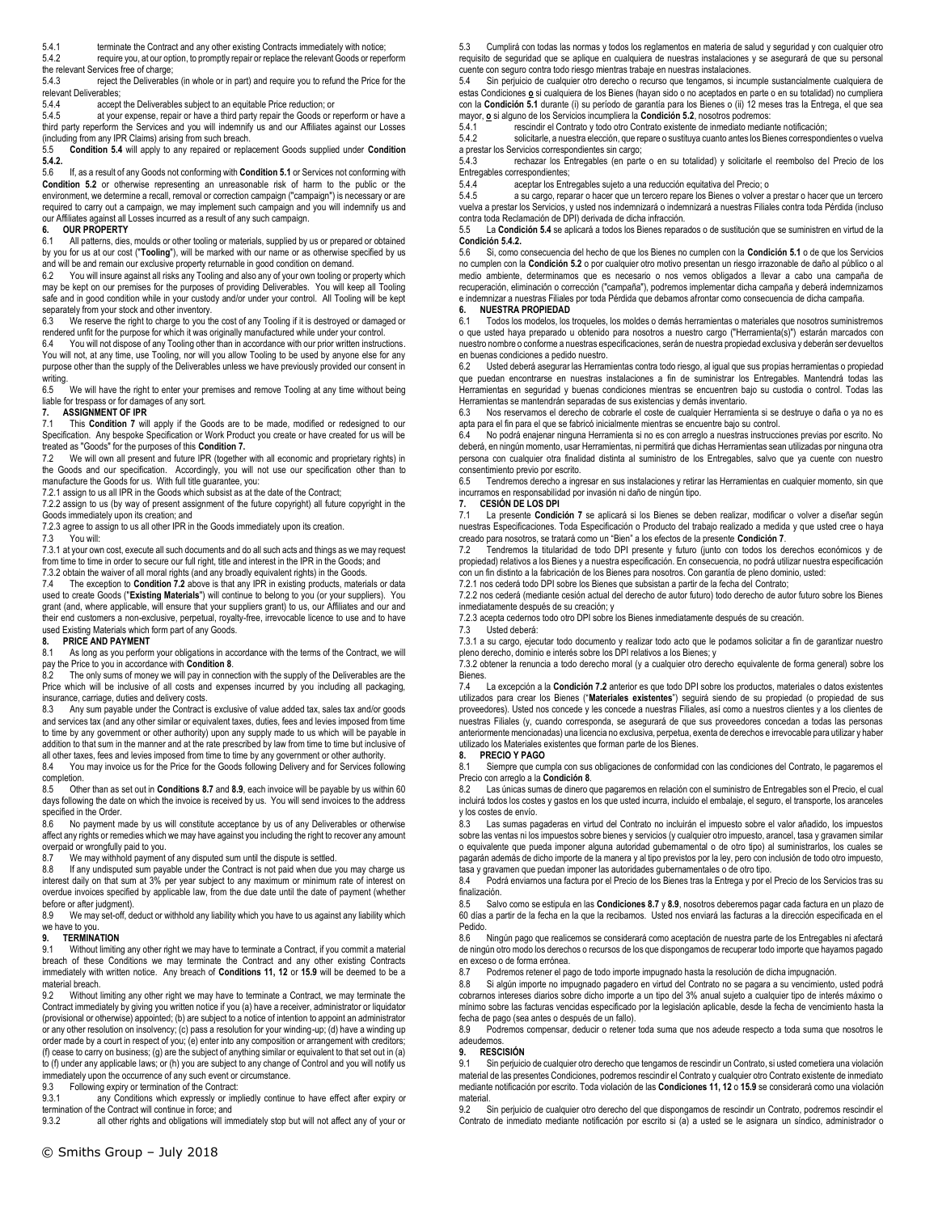5.4.1 terminate the Contract and any other existing Contracts immediately with notice;

5.4.2 require you, at our option, to promptly repair or replace the relevant Goods or reperform the relevant Services free of charge;

5.4.3 reject the Deliverables (in whole or in part) and require you to refund the Price for the relevant Deliverables;

5.4.4 accept the Deliverables subject to an equitable Price reduction; or

5.4.5 at your expense, repair or have a third party repair the Goods or reperform or have a third party reperform the Services and you will indemnify us and our Affiliates against our Losses (including from any IPR Claims) arising from such breach.

5.5 **Condition 5.4** will apply to any repaired or replacement Goods supplied under **Condition 5.4.2.**

5.6 If, as a result of any Goods not conforming with **Condition 5.1** or Services not conforming with **Condition 5.2** or otherwise representing an unreasonable risk of harm to the public or the environment, we determine a recall, removal or correction campaign ("campaign") is necessary or are required to carry out a campaign, we may implement such campaign and you will indemnify us and our Affiliates against all Losses incurred as a result of any such campaign.

**6. OUR PROPERTY**

6.1 All patterns, dies, moulds or other tooling or materials, supplied by us or prepared or obtained by you for us at our cost ("**Tooling**"), will be marked with our name or as otherwise specified by us and will be and remain our exclusive property returnable in good condition on demand.

6.2 You will insure against all risks any Tooling and also any of your own tooling or property which may be kept on our premises for the purposes of providing Deliverables. You will keep all Tooling safe and in good condition while in your custody and/or under your control. All Tooling will be kept separately from your stock and other inventory.

6.3 We reserve the right to charge to you the cost of any Tooling if it is destroyed or damaged or rendered unfit for the purpose for which it was originally manufactured while under your control.

6.4 You will not dispose of any Tooling other than in accordance with our prior written instructions. You will not, at any time, use Tooling, nor will you allow Tooling to be used by anyone else for any purpose other than the supply of the Deliverables unless we have previously provided our consent in writing.

6.5 We will have the right to enter your premises and remove Tooling at any time without being liable for trespass or for damages of any sort.

**7. ASSIGNMENT OF IPR**

7.1 This **Condition 7** will apply if the Goods are to be made, modified or redesigned to our Specification. Any bespoke Specification or Work Product you create or have created for us will be treated as "Goods" for the purposes of this **Condition 7.**

7.2 We will own all present and future IPR (together with all economic and proprietary rights) in the Goods and our specification. Accordingly, you will not use our specification other than to manufacture the Goods for us. With full title guarantee, you:

7.2.1 assign to us all IPR in the Goods which subsist as at the date of the Contract;

7.2.2 assign to us (by way of present assignment of the future copyright) all future copyright in the Goods immediately upon its creation; and

7.2.3 agree to assign to us all other IPR in the Goods immediately upon its creation.

7.3 You will:

7.3.1 at your own cost, execute all such documents and do all such acts and things as we may request from time to time in order to secure our full right, title and interest in the IPR in the Goods; and

7.3.2 obtain the waiver of all moral rights (and any broadly equivalent rights) in the Goods.

7.4 The exception to **Condition 7.2** above is that any IPR in existing products, materials or data used to create Goods ("**Existing Materials**") will continue to belong to you (or your suppliers). You grant (and, where applicable, will ensure that your suppliers grant) to us, our Affiliates and our and their end customers a non-exclusive, perpetual, royalty-free, irrevocable licence to use and to have used Existing Materials which form part of any Goods.

**8. PRICE AND PAYMENT**

8.1 As long as you perform your obligations in accordance with the terms of the Contract, we will pay the Price to you in accordance with **Condition 8**.

8.2 The only sums of money we will pay in connection with the supply of the Deliverables are the Price which will be inclusive of all costs and expenses incurred by you including all packaging, insurance, carriage, duties and delivery costs.

8.3 Any sum payable under the Contract is exclusive of value added tax, sales tax and/or goods and services tax (and any other similar or equivalent taxes, duties, fees and levies imposed from time to time by any government or other authority) upon any supply made to us which will be payable in addition to that sum in the manner and at the rate prescribed by law from time to time but inclusive of all other taxes, fees and levies imposed from time to time by any government or other authority.

8.4 You may invoice us for the Price for the Goods following Delivery and for Services following completion.

8.5 Other than as set out in **Conditions 8.7** and **8.9**, each invoice will be payable by us within 60 days following the date on which the invoice is received by us. You will send invoices to the address specified in the Order.

8.6 No payment made by us will constitute acceptance by us of any Deliverables or otherwise affect any rights or remedies which we may have against you including the right to recover any amount overpaid or wrongfully paid to you.

8.7 We may withhold payment of any disputed sum until the dispute is settled.

8.8 If any undisputed sum payable under the Contract is not paid when due you may charge us interest daily on that sum at 3% per year subject to any maximum or minimum rate of interest on overdue invoices specified by applicable law, from the due date until the date of payment (whether before or after judgment).

8.9 We may set-off, deduct or withhold any liability which you have to us against any liability which we have to you.

**9. TERMINATION**

9.1 Without limiting any other right we may have to terminate a Contract, if you commit a material breach of these Conditions we may terminate the Contract and any other existing Contracts immediately with written notice. Any breach of **Conditions 11, 12** or **15.9** will be deemed to be a material breach.

9.2 Without limiting any other right we may have to terminate a Contract, we may terminate the Contract immediately by giving you written notice if you (a) have a receiver, administrator or liquidator (provisional or otherwise) appointed; (b) are subject to a notice of intention to appoint an administrator or any other resolution on insolvency; (c) pass a resolution for your winding-up; (d) have a winding up order made by a court in respect of you; (e) enter into any composition or arrangement with creditors; (f) cease to carry on business; (g) are the subject of anything similar or equivalent to that set out in (a) to (f) under any applicable laws; or (h) you are subject to any change of Control and you will notify us immediately upon the occurrence of any such event or circumstance.

9.3 Following expiry or termination of the Contract:

9.3.1 any Conditions which expressly or impliedly continue to have effect after expiry or termination of the Contract will continue in force; and

9.3.2 all other rights and obligations will immediately stop but will not affect any of your or

5.3 Cumplirá con todas las normas y todos los reglamentos en materia de salud y seguridad y con cualquier otro requisito de seguridad que se aplique en cualquiera de nuestras instalaciones y se asegurará de que su personal cuente con seguro contra todo riesgo mientras trabaje en nuestras instalaciones.

5.4 Sin perjuicio de cualquier otro derecho o recurso que tengamos, si incumple sustancialmente cualquiera de estas Condiciones **o** si cualquiera de los Bienes (hayan sido o no aceptados en parte o en su totalidad) no cumpliera con la **Condición 5.1** durante (i) su período de garantía para los Bienes o (ii) 12 meses tras la Entrega, el que sea mayor, **o** si alguno de los Servicios incumpliera la **Condición 5.2**, nosotros podremos:

5.4.1 rescindir el Contrato y todo otro Contrato existente de inmediato mediante notificación;

5.4.2 solicitarle, a nuestra elección, que repare o sustituya cuanto antes los Bienes correspondientes o vuelva a prestar los Servicios correspondientes sin cargo;

5.4.3 rechazar los Entregables (en parte o en su totalidad) y solicitarle el reembolso del Precio de los Entregables correspondientes;

5.4.4 aceptar los Entregables sujeto a una reducción equitativa del Precio; o

5.4.5 a su cargo, reparar o hacer que un tercero repare los Bienes o volver a prestar o hacer que un tercero vuelva a prestar los Servicios, y usted nos indemnizará o indemnizará a nuestras Filiales contra toda Pérdida (incluso contra toda Reclamación de DPI) derivada de dicha infracción.

5.5 La **Condición 5.4** se aplicará a todos los Bienes reparados o de sustitución que se suministren en virtud de la **Condición 5.4.2.**

5.6 Si, como consecuencia del hecho de que los Bienes no cumplen con la **Condición 5.1** o de que los Servicios no cumplen con la **Condición 5.2** o por cualquier otro motivo presentan un riesgo irrazonable de daño al público o al medio ambiente, determinamos que es necesario o nos vemos obligados a llevar a cabo una campaña de recuperación, eliminación o corrección ("campaña"), podremos implementar dicha campaña y deberá indemnizarnos e indemnizar a nuestras Filiales por toda Pérdida que debamos afrontar como consecuencia de dicha campaña.

**6. NUESTRA PROPIEDAD**

6.1 Todos los modelos, los troqueles, los moldes o demás herramientas o materiales que nosotros suministremos o que usted haya preparado u obtenido para nosotros a nuestro cargo ("**Herramienta(s)**") estarán marcados con nuestro nombre o conforme a nuestras especificaciones, serán de nuestra propiedad exclusiva y deberán ser devueltos en buenas condiciones a pedido nuestro.

6.2 Usted deberá asegurar las Herramientas contra todo riesgo, al igual que sus propias herramientas o propiedad que puedan encontrarse en nuestras instalaciones a fin de suministrar los Entregables. Mantendrá todas las Herramientas en seguridad y buenas condiciones mientras se encuentren bajo su custodia o control. Todas las Herramientas se mantendrán separadas de sus existencias y demás inventario.

6.3 Nos reservamos el derecho de cobrarle el coste de cualquier Herramienta si se destruye o daña o ya no es apta para el fin para el que se fabricó inicialmente mientras se encuentre bajo su control.

6.4 No podrá enajenar ninguna Herramienta si no es con arreglo a nuestras instrucciones previas por escrito. No deberá, en ningún momento, usar Herramientas, ni permitirá que dichas Herramientas sean utilizadas por ninguna otra persona con cualquier otra finalidad distinta al suministro de los Entregables, salvo que ya cuente con nuestro consentimiento previo por escrito.

6.5 Tendremos derecho a ingresar en sus instalaciones y retirar las Herramientas en cualquier momento, sin que incurramos en responsabilidad por invasión ni daño de ningún tipo.

**7. CESIÓN DE LOS DPI**

7.1 La presente **Condición 7** se aplicará si los Bienes se deben realizar, modificar o volver a diseñar según nuestras Especificaciones. Toda Especificación o Producto del trabajo realizado a medida y que usted cree o haya creado para nosotros, se tratará como un "Bien" a los efectos de la presente **Condición 7**.

7.2 Tendremos la titularidad de todo DPI presente y futuro (junto con todos los derechos económicos y de propiedad) relativos a los Bienes y a nuestra especificación. En consecuencia, no podrá utilizar nuestra especificación con un fin distinto a la fabricación de los Bienes para nosotros. Con garantía de pleno dominio, usted:

7.2.1 nos cederá todo DPI sobre los Bienes que subsistan a partir de la fecha del Contrato;

7.2.2 nos cederá (mediante cesión actual del derecho de autor futuro) todo derecho de autor futuro sobre los Bienes inmediatamente después de su creación; y

7.2.3 acepta cedernos todo otro DPI sobre los Bienes inmediatamente después de su creación.

7.3 Usted deberá:

7.3.1 a su cargo, ejecutar todo documento y realizar todo acto que le podamos solicitar a fin de garantizar nuestro pleno derecho, dominio e interés sobre los DPI relativos a los Bienes; y

7.3.2 obtener la renuncia a todo derecho moral (y a cualquier otro derecho equivalente de forma general) sobre los Bienes.

7.4 La excepción a la **Condición 7.2** anterior es que todo DPI sobre los productos, materiales o datos existentes utilizados para crear los Bienes ("**Materiales existentes**") seguirá siendo de su propiedad (o propiedad de sus proveedores). Usted nos concede y les concede a nuestras Filiales, así como a nuestros clientes y a los clientes de nuestras Filiales (y, cuando corresponda, se asegurará de que sus proveedores concedan a todas las personas anteriormente mencionadas) una licencia no exclusiva, perpetua, exenta de derechos e irrevocable para utilizar y haber utilizado los Materiales existentes que forman parte de los Bienes.

**8. PRECIO Y PAGO**

8.1 Siempre que cumpla con sus obligaciones de conformidad con las condiciones del Contrato, le pagaremos el Precio con arreglo a la **Condición 8**.

8.2 Las únicas sumas de dinero que pagaremos en relación con el suministro de Entregables son el Precio, el cual incluirá todos los costes y gastos en los que usted incurra, incluido el embalaje, el seguro, el transporte, los aranceles y los costes de envío.

8.3 Las sumas pagaderas en virtud del Contrato no incluirán el impuesto sobre el valor añadido, los impuestos sobre las ventas ni los impuestos sobre bienes y servicios (y cualquier otro impuesto, arancel, tasa y gravamen similar o equivalente que pueda imponer alguna autoridad gubernamental o de otro tipo) al suministrarlos, los cuales se pagarán además de dicho importe de la manera y al tipo previstos por la ley, pero con inclusión de todo otro impuesto, tasa y gravamen que puedan imponer las autoridades gubernamentales o de otro tipo.

8.4 Podrá enviarnos una factura por el Precio de los Bienes tras la Entrega y por el Precio de los Servicios tras su finalización.

8.5 Salvo como se estipula en las **Condiciones 8.7** y **8.9**, nosotros deberemos pagar cada factura en un plazo de 60 días a partir de la fecha en la que la recibamos. Usted nos enviará las facturas a la dirección especificada en el Pedido.

8.6 Ningún pago que realicemos se considerará como aceptación de nuestra parte de los Entregables ni afectará de ningún otro modo los derechos o recursos de los que dispongamos de recuperar todo importe que hayamos pagado en exceso o de forma errónea.

8.7 Podremos retener el pago de todo importe impugnado hasta la resolución de dicha impugnación.

8.8 Si algún importe no impugnado pagadero en virtud del Contrato no se pagara a su vencimiento, usted podrá cobrarnos intereses diarios sobre dicho importe a un tipo del 3% anual sujeto a cualquier tipo de interés máximo o mínimo sobre las facturas vencidas especificado por la legislación aplicable, desde la fecha de vencimiento hasta la fecha de pago (sea antes o después de un fallo).

8.9 Podremos compensar, deducir o retener toda suma que nos adeude respecto a toda suma que nosotros le adeudemos.

**9. RESCISIÓN**

9.1 Sin perjuicio de cualquier otro derecho que tengamos de rescindir un Contrato, si usted cometiera una violación material de las presentes Condiciones, podremos rescindir el Contrato y cualquier otro Contrato existente de inmediato mediante notificación por escrito. Toda violación de las **Condiciones 11, 12** o **15.9** se considerará como una violación material.

9.2 Sin perjuicio de cualquier otro derecho del que dispongamos de rescindir un Contrato, podremos rescindir el Contrato de inmediato mediante notificación por escrito si (a) a usted se le asignara un síndico, administrador o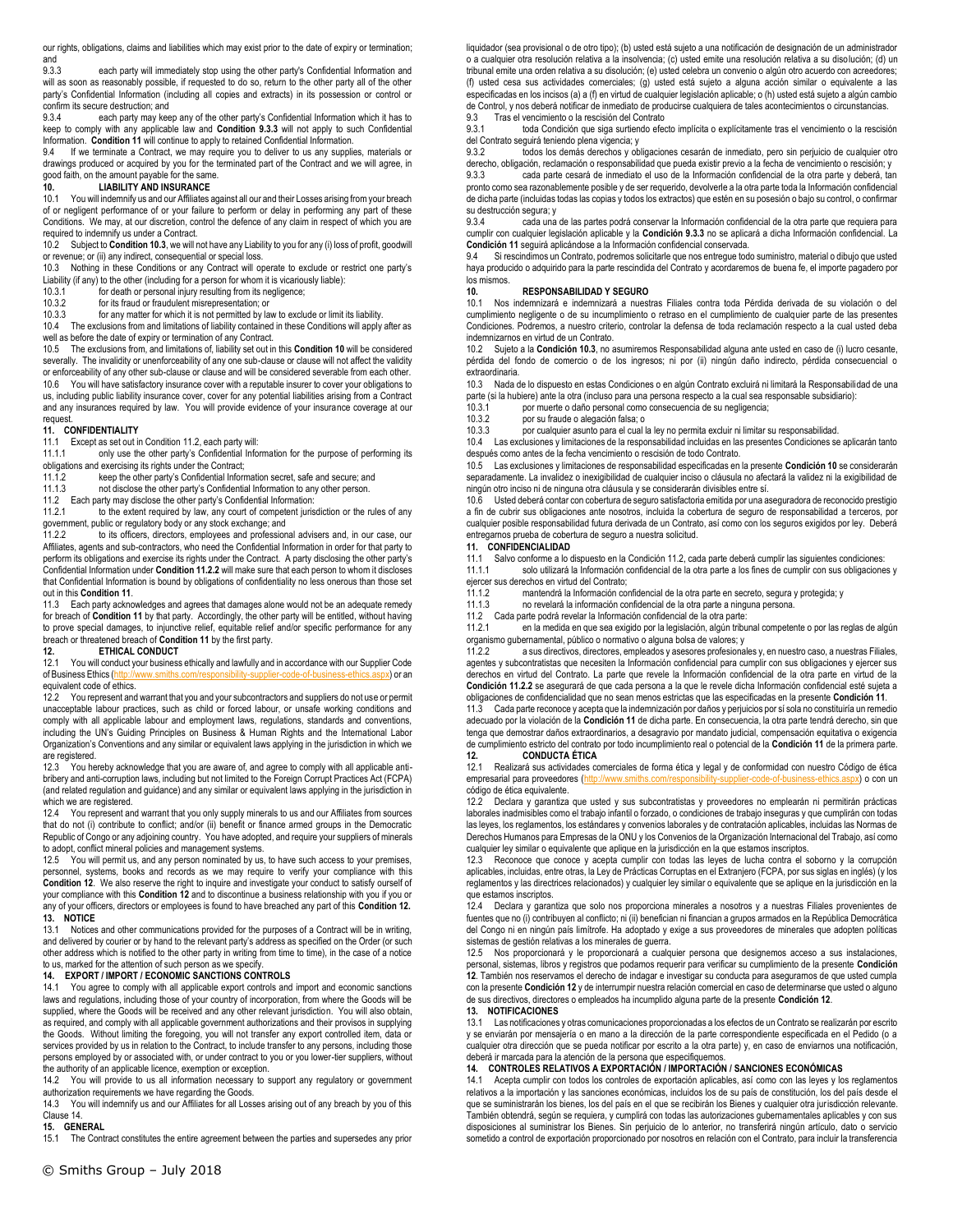our rights, obligations, claims and liabilities which may exist prior to the date of expiry or termination; and

9.3.3 each party will immediately stop using the other party's Confidential Information and will as soon as reasonably possible, if requested to do so, return to the other party all of the other party's Confidential Information (including all copies and extracts) in its possession or control or confirm its secure destruction; and

9.3.4 each party may keep any of the other party's Confidential Information which it has to keep to comply with any applicable law and **Condition 9.3.3** will not apply to such Confidential Information. **Condition 11** will continue to apply to retained Confidential Information.

9.4 If we terminate a Contract, we may require you to deliver to us any supplies, materials or drawings produced or acquired by you for the terminated part of the Contract and we will agree, in good faith, on the amount payable for the same.

## 10. LIABILITY AND INSURANCE

10.1 You will indemnify us and our Affiliates against all our and their Losses arising from your breach of or negligent performance of or your failure to perform or delay in performing any part of these Conditions. We may, at our discretion, control the defence of any claim in respect of which you are required to indemnify us under a Contract.

10.2 Subject to **Condition 10.3**, we will not have any Liability to you for any (i) loss of profit, goodwill or revenue; or (ii) any indirect, consequential or special loss.

10.3 Nothing in these Conditions or any Contract will operate to exclude or restrict one party's Liability (if any) to the other (including for a person for whom it is vicariously liable):

10.3.1 for death or personal injury resulting from its negligence;

10.3.2 for its fraud or fraudulent misrepresentation; or

10.3.3 for any matter for which it is not permitted by law to exclude or limit its liability.

10.4 The exclusions from and limitations of liability contained in these Conditions will apply after as well as before the date of expiry or termination of any Contract.

10.5 The exclusions from, and limitations of, liability set out in this **Condition 10** will be considered severally. The invalidity or unenforceability of any one sub-clause or clause will not affect the validity or enforceability of any other sub-clause or clause and will be considered severable from each other.

10.6 You will have satisfactory insurance cover with a reputable insurer to cover your obligations to us, including public liability insurance cover, cover for any potential liabilities arising from a Contract and any insurances required by law. You will provide evidence of your insurance coverage at our request.

## 11. CONFIDENTIALITY

11.1 Except as set out in Condition 11.2, each party will:

11.1.1 only use the other party's Confidential Information for the purpose of performing its obligations and exercising its rights under the Contract;

11.1.2 keep the other party's Confidential Information secret, safe and secure; and

11.1.3 not disclose the other party's Confidential Information to any other person.

11.2 Each party may disclose the other party's Confidential Information:

11.2.1 to the extent required by law, any court of competent jurisdiction or the rules of any government, public or regulatory body or any stock exchange; and

11.2.2 to its officers, directors, employees and professional advisers and, in our case, our Affiliates, agents and sub-contractors, who need the Confidential Information in order for that party to perform its obligations and exercise its rights under the Contract. A party disclosing the other party's Confidential Information under **Condition 11.2.2** will make sure that each person to whom it discloses that Confidential Information is bound by obligations of confidentiality no less onerous than those set out in this **Condition 11**.

11.3 Each party acknowledges and agrees that damages alone would not be an adequate remedy for breach of **Condition 11** by that party. Accordingly, the other party will be entitled, without having to prove special damages, to injunctive relief, equitable relief and/or specific performance for any breach or threatened breach of **Condition 11** by the first party.

## 12. ETHICAL CONDUCT

12.1 You will conduct your business ethically and lawfully and in accordance with our Supplier Code of Business Ethics (http://www.smiths.com/responsibility-supplier-code-of-business-ethics.aspx) or an equivalent code of ethics.

12.2 You represent and warrant that you and your subcontractors and suppliers do not use or permit unacceptable labour practices, such as child or forced labour, or unsafe working conditions and comply with all applicable labour and employment laws, regulations, standards and conventions, including the UN's Guiding Principles on Business & Human Rights and the International Labor Organization's Conventions and any similar or equivalent laws applying in the jurisdiction in which we are registered.

12.3 You hereby acknowledge that you are aware of, and agree to comply with all applicable anti-bribery and anti-corruption laws, including but not limited to the Foreign Corrupt Practices Act (FCPA) (and related regulation and guidance) and any similar or equivalent laws applying in the jurisdiction in which we are registered.

12.4 You represent and warrant that you only supply minerals to us and our Affiliates from sources that do not (i) contribute to conflict; and/or (ii) benefit or finance armed groups in the Democratic Republic of Congo or any adjoining country. You have adopted, and require your suppliers of minerals to adopt, conflict mineral policies and management systems.

12.5 You will permit us, and any person nominated by us, to have such access to your premises, personnel, systems, books and records as we may require to verify your compliance with this **Condition 12**. We also reserve the right to inquire and investigate your conduct to satisfy ourself of your compliance with this **Condition 12** and to discontinue a business relationship with you if you or any of your officers, directors or employees is found to have breached any part of this **Condition 12.**

## 13. NOTICE

13.1 Notices and other communications provided for the purposes of a Contract will be in writing, and delivered by courier or by hand to the relevant party's address as specified on the Order (or such other address which is notified to the other party in writing from time to time), in the case of a notice to us, marked for the attention of such person as we specify.

## 14. EXPORT / IMPORT / ECONOMIC SANCTIONS CONTROLS

14.1 You agree to comply with all applicable export controls and import and economic sanctions laws and regulations, including those of your country of incorporation, from where the Goods will be supplied, where the Goods will be received and any other relevant jurisdiction. You will also obtain, as required, and comply with all applicable government authorizations and their provisos in supplying the Goods. Without limiting the foregoing, you will not transfer any export controlled item, data or services provided by us in relation to the Contract, to include transfer to any persons, including those persons employed by or associated with, or under contract to you or you lower-tier suppliers, without the authority of an applicable licence, exemption or exception.

14.2 You will provide to us all information necessary to support any regulatory or government authorization requirements we have regarding the Goods.

14.3 You will indemnify us and our Affiliates for all Losses arising out of any breach by you of this Clause 14.

## 15. GENERAL

15.1 The Contract constitutes the entire agreement between the parties and supersedes any prior

liquidador (sea provisional o de otro tipo); (b) usted está sujeto a una notificación de designación de un administrador o a cualquier otra resolución relativa a la insolvencia; (c) usted emite una resolución relativa a su disolución; (d) un tribunal emite una orden relativa a su disolución; (e) usted celebra un convenio o algún otro acuerdo con acreedores; (f) usted cesa sus actividades comerciales; (g) usted está sujeto a alguna acción similar o equivalente a las especificadas en los incisos (a) a (f) en virtud de cualquier legislación aplicable; o (h) usted está sujeto a algún cambio de Control, y nos deberá notificar de inmediato de producirse cualquiera de tales acontecimientos o circunstancias.

9.3 Tras el vencimiento o la rescisión del Contrato

9.3.1 toda Condición que siga surtiendo efecto implícita o explícitamente tras el vencimiento o la rescisión del Contrato seguirá teniendo plena vigencia; y

9.3.2 todos los demás derechos y obligaciones cesarán de inmediato, pero sin perjuicio de cualquier otro derecho, obligación, reclamación o responsabilidad que pueda existir previo a la fecha de vencimiento o rescisión; y

9.3.3 cada parte cesará de inmediato el uso de la Información confidencial de la otra parte y deberá, tan pronto como sea razonablemente posible y de ser requerido, devolverle a la otra parte toda la Información confidencial de dicha parte (incluidas todas las copias y todos los extractos) que estén en su posesión o bajo su control, o confirmar su destrucción segura; y

9.3.4 cada una de las partes podrá conservar la Información confidencial de la otra parte que requiera para cumplir con cualquier legislación aplicable y la **Condición 9.3.3** no se aplicará a dicha Información confidencial. La **Condición 11** seguirá aplicándose a la Información confidencial conservada.

9.4 Si rescindimos un Contrato, podremos solicitarle que nos entregue todo suministro, material o dibujo que usted haya producido o adquirido para la parte rescindida del Contrato y acordaremos de buena fe, el importe pagadero por los mismos.

## 10. RESPONSABILIDAD Y SEGURO

10.1 Nos indemnizará e indemnizará a nuestras Filiales contra toda Pérdida derivada de su violación o del cumplimiento negligente o de su incumplimiento o retraso en el cumplimiento de cualquier parte de las presentes Condiciones. Podremos, a nuestro criterio, controlar la defensa de toda reclamación respecto a la cual usted deba indemnizarnos en virtud de un Contrato.

10.2 Sujeto a la **Condición 10.3**, no asumiremos Responsabilidad alguna ante usted en caso de (i) lucro cesante, pérdida del fondo de comercio o de los ingresos; ni por (ii) ningún daño indirecto, pérdida consecuencial o extraordinaria.

10.3 Nada de lo dispuesto en estas Condiciones o en algún Contrato excluirá ni limitará la Responsabilidad de una parte (si la hubiere) ante la otra (incluso para una persona respecto a la cual sea responsable subsidiario):

10.3.1 por muerte o daño personal como consecuencia de su negligencia;

10.3.2 por su fraude o alegación falsa; o

10.3.3 por cualquier asunto para el cual la ley no permita excluir ni limitar su responsabilidad.

10.4 Las exclusiones y limitaciones de la responsabilidad incluidas en las presentes Condiciones se aplicarán tanto después como antes de la fecha vencimiento o rescisión de todo Contrato.

10.5 Las exclusiones y limitaciones de responsabilidad especificadas en la presente **Condición 10** se considerarán separadamente. La invalidez o inexigibilidad de cualquier inciso o cláusula no afectará la validez ni la exigibilidad de ningún otro inciso ni de ninguna otra cláusula y se considerarán divisibles entre sí.

10.6 Usted deberá contar con cobertura de seguro satisfactoria emitida por una aseguradora de reconocido prestigio a fin de cubrir sus obligaciones ante nosotros, incluida la cobertura de seguro de responsabilidad a terceros, por cualquier posible responsabilidad futura derivada de un Contrato, así como con los seguros exigidos por ley. Deberá entregarnos prueba de cobertura de seguro a nuestra solicitud.

## 11. CONFIDENCIALIDAD

11.1 Salvo conforme a lo dispuesto en la Condición 11.2, cada parte deberá cumplir las siguientes condiciones:

11.1.1 solo utilizará la Información confidencial de la otra parte a los fines de cumplir con sus obligaciones y ejercer sus derechos en virtud del Contrato;

11.1.2 mantendrá la Información confidencial de la otra parte en secreto, segura y protegida; y

11.1.3 no revelará la información confidencial de la otra parte a ninguna persona.

11.2 Cada parte podrá revelar la Información confidencial de la otra parte:

11.2.1 en la medida en que sea exigido por la legislación, algún tribunal competente o por las reglas de algún organismo gubernamental, público o normativo o alguna bolsa de valores; y

11.2.2 a sus directivos, directores, empleados y asesores profesionales y, en nuestro caso, a nuestras Filiales, agentes y subcontratistas que necesiten la Información confidencial para cumplir con sus obligaciones y ejercer sus derechos en virtud del Contrato. La parte que revele la Información confidencial de la otra parte en virtud de la **Condición 11.2.2** se asegurará de que cada persona a la que le revele dicha Información confidencial esté sujeta a obligaciones de confidencialidad que no sean menos estrictas que las especificadas en la presente **Condición 11**.

11.3 Cada parte reconoce y acepta que la indemnización por daños y perjuicios por sí sola no constituiría un remedio adecuado por la violación de la **Condición 11** de dicha parte. En consecuencia, la otra parte tendrá derecho, sin que tenga que demostrar daños extraordinarios, a desagravio por mandato judicial, compensación equitativa o exigencia de cumplimiento estricto del contrato por todo incumplimiento real o potencial de la **Condición 11** de la primera parte.

## 12. CONDUCTA ÉTICA

12.1 Realizará sus actividades comerciales de forma ética y legal y de conformidad con nuestro Código de ética empresarial para proveedores (http://www.smiths.com/responsibility-supplier-code-of-business-ethics.aspx) o con un código de ética equivalente.

12.2 Declara y garantiza que usted y sus subcontratistas y proveedores no emplearán ni permitirán prácticas laborales inadmisibles como el trabajo infantil o forzado, o condiciones de trabajo inseguras y que cumplirán con todas las leyes, los reglamentos, los estándares y convenios laborales y de contratación aplicables, incluidas las Normas de Derechos Humanos para Empresas de la ONU y los Convenios de la Organización Internacional del Trabajo, así como cualquier ley similar o equivalente que aplique en la jurisdicción en la que estamos inscriptos.

12.3 Reconoce que conoce y acepta cumplir con todas las leyes de lucha contra el soborno y la corrupción aplicables, incluidas, entre otras, la Ley de Prácticas Corruptas en el Extranjero (FCPA, por sus siglas en inglés) (y los reglamentos y las directrices relacionados) y cualquier ley similar o equivalente que se aplique en la jurisdicción en la que estamos inscriptos.

12.4 Declara y garantiza que solo nos proporciona minerales a nosotros y a nuestras Filiales provenientes de fuentes que no (i) contribuyen al conflicto; ni (ii) benefician ni financian a grupos armados en la República Democrática del Congo ni en ningún país limítrofe. Ha adoptado y exige a sus proveedores de minerales que adopten políticas sistemas de gestión relativas a los minerales de guerra.

12.5 Nos proporcionará y le proporcionará a cualquier persona que designemos acceso a sus instalaciones, personal, sistemas, libros y registros que podamos requerir para verificar su cumplimiento de la presente **Condición 12**. También nos reservamos el derecho de indagar e investigar su conducta para asegurarnos de que usted cumpla con la presente **Condición 12** y de interrumpir nuestra relación comercial en caso de determinarse que usted o alguno de sus directivos, directores o empleados ha incumplido alguna parte de la presente **Condición 12**.

## 13. NOTIFICACIONES

13.1 Las notificaciones y otras comunicaciones proporcionadas a los efectos de un Contrato se realizarán por escrito y se enviarán por mensajería o en mano a la dirección de la parte correspondiente especificada en el Pedido (o a cualquier otra dirección que se pueda notificar por escrito a la otra parte) y, en caso de enviarnos una notificación, deberá ir marcada para la atención de la persona que especifiquemos.

## 14. CONTROLES RELATIVOS A EXPORTACIÓN / IMPORTACIÓN / SANCIONES ECONÓMICAS

14.1 Acepta cumplir con todos los controles de exportación aplicables, así como con las leyes y los reglamentos relativos a la importación y las sanciones económicas, incluidos los de su país de constitución, los del país desde el que se suministrarán los bienes, los del país en el que se recibirán los Bienes y cualquier otra jurisdicción relevante. También obtendrá, según se requiera, y cumplirá con todas las autorizaciones gubernamentales aplicables y con sus disposiciones al suministrar los Bienes. Sin perjuicio de lo anterior, no transferirá ningún artículo, dato o servicio sometido a control de exportación proporcionado por nosotros en relación con el Contrato, para incluir la transferencia

© Smiths Group – July 2018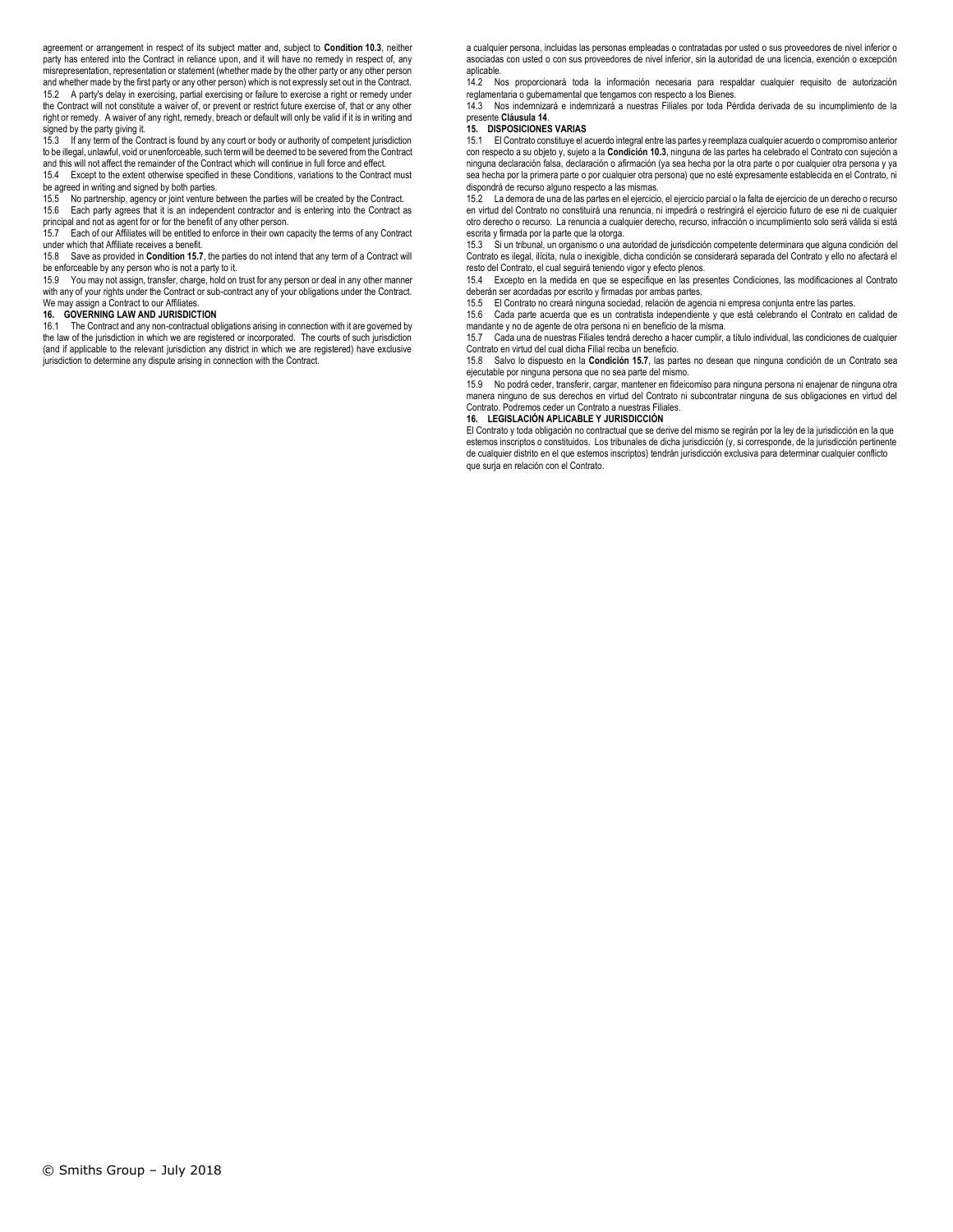agreement or arrangement in respect of its subject matter and, subject to **Condition 10.3**, neither party has entered into the Contract in reliance upon, and it will have no remedy in respect of, any misrepresentation, representation or statement (whether made by the other party or any other person and whether made by the first party or any other person) which is not expressly set out in the Contract.

15.2 A party's delay in exercising, partial exercising or failure to exercise a right or remedy under the Contract will not constitute a waiver of, or prevent or restrict future exercise of, that or any other right or remedy. A waiver of any right, remedy, breach or default will only be valid if it is in writing and signed by the party giving it.

15.3 If any term of the Contract is found by any court or body or authority of competent jurisdiction to be illegal, unlawful, void or unenforceable, such term will be deemed to be severed from the Contract and this will not affect the remainder of the Contract which will continue in full force and effect.

15.4 Except to the extent otherwise specified in these Conditions, variations to the Contract must be agreed in writing and signed by both parties.

15.5 No partnership, agency or joint venture between the parties will be created by the Contract.

15.6 Each party agrees that it is an independent contractor and is entering into the Contract as principal and not as agent for or for the benefit of any other person.

15.7 Each of our Affiliates will be entitled to enforce in their own capacity the terms of any Contract under which that Affiliate receives a benefit.

15.8 Save as provided in **Condition 15.7**, the parties do not intend that any term of a Contract will be enforceable by any person who is not a party to it.

15.9 You may not assign, transfer, charge, hold on trust for any person or deal in any other manner with any of your rights under the Contract or sub-contract any of your obligations under the Contract. We may assign a Contract to our Affiliates.

**16. GOVERNING LAW AND JURISDICTION**

16.1 The Contract and any non-contractual obligations arising in connection with it are governed by the law of the jurisdiction in which we are registered or incorporated. The courts of such jurisdiction (and if applicable to the relevant jurisdiction any district in which we are registered) have exclusive jurisdiction to determine any dispute arising in connection with the Contract.

a cualquier persona, incluidas las personas empleadas o contratadas por usted o sus proveedores de nivel inferior o asociadas con usted o con sus proveedores de nivel inferior, sin la autoridad de una licencia, exención o excepción aplicable.

14.2 Nos proporcionará toda la información necesaria para respaldar cualquier requisito de autorización reglamentaria o gubernamental que tengamos con respecto a los Bienes.

14.3 Nos indemnizará e indemnizará a nuestras Filiales por toda Pérdida derivada de su incumplimiento de la presente **Cláusula 14**.

**15. DISPOSICIONES VARIAS**

15.1 El Contrato constituye el acuerdo integral entre las partes y reemplaza cualquier acuerdo o compromiso anterior con respecto a su objeto y, sujeto a la **Condición 10.3**, ninguna de las partes ha celebrado el Contrato con sujeción a ninguna declaración falsa, declaración o afirmación (ya sea hecha por la otra parte o por cualquier otra persona y ya sea hecha por la primera parte o por cualquier otra persona) que no esté expresamente establecida en el Contrato, ni dispondrá de recurso alguno respecto a las mismas.

15.2 La demora de una de las partes en el ejercicio, el ejercicio parcial o la falta de ejercicio de un derecho o recurso en virtud del Contrato no constituirá una renuncia, ni impedirá o restringirá el ejercicio futuro de ese ni de cualquier otro derecho o recurso. La renuncia a cualquier derecho, recurso, infracción o incumplimiento solo será válida si está escrita y firmada por la parte que la otorga.

15.3 Si un tribunal, un organismo o una autoridad de jurisdicción competente determinara que alguna condición del Contrato es ilegal, ilícita, nula o inexigible, dicha condición se considerará separada del Contrato y ello no afectará el resto del Contrato, el cual seguirá teniendo vigor y efecto plenos.

15.4 Excepto en la medida en que se especifique en las presentes Condiciones, las modificaciones al Contrato deberán ser acordadas por escrito y firmadas por ambas partes.

15.5 El Contrato no creará ninguna sociedad, relación de agencia ni empresa conjunta entre las partes.

15.6 Cada parte acuerda que es un contratista independiente y que está celebrando el Contrato en calidad de mandante y no de agente de otra persona ni en beneficio de la misma.

15.7 Cada una de nuestras Filiales tendrá derecho a hacer cumplir, a título individual, las condiciones de cualquier Contrato en virtud del cual dicha Filial reciba un beneficio.

15.8 Salvo lo dispuesto en la **Condición 15.7**, las partes no desean que ninguna condición de un Contrato sea ejecutable por ninguna persona que no sea parte del mismo.

15.9 No podrá ceder, transferir, cargar, mantener en fideicomiso para ninguna persona ni enajenar de ninguna otra manera ninguno de sus derechos en virtud del Contrato ni subcontratar ninguna de sus obligaciones en virtud del Contrato. Podremos ceder un Contrato a nuestras Filiales.

**16. LEGISLACIÓN APLICABLE Y JURISDICCIÓN**

El Contrato y toda obligación no contractual que se derive del mismo se regirán por la ley de la jurisdicción en la que estemos inscriptos o constituidos. Los tribunales de dicha jurisdicción (y, si corresponde, de la jurisdicción pertinente de cualquier distrito en el que estemos inscriptos) tendrán jurisdicción exclusiva para determinar cualquier conflicto que surja en relación con el Contrato.

© Smiths Group – July 2018